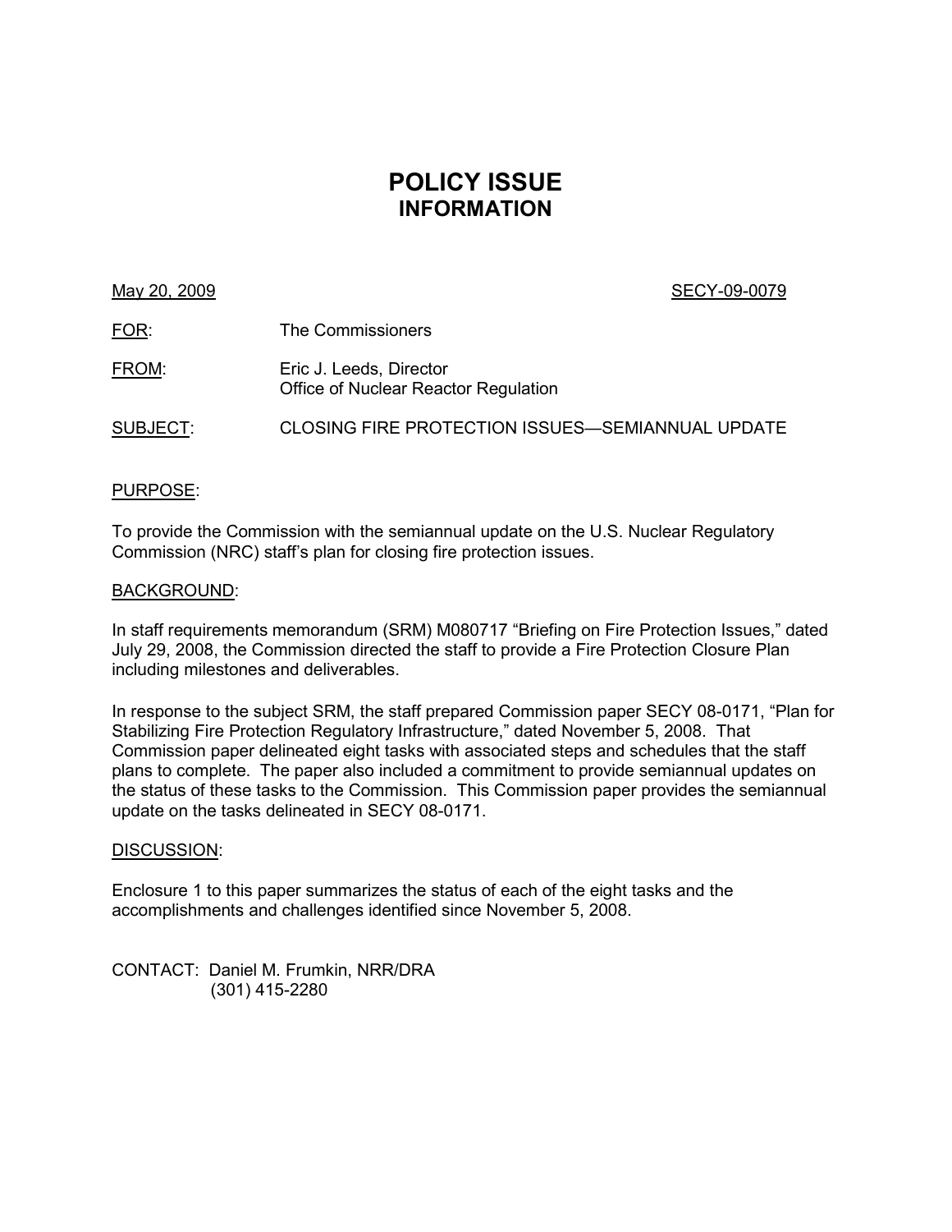# POLICY ISSUE
## INFORMATION

May 20, 2009 SECY-09-0079

FOR: The Commissioners

FROM: Eric J. Leeds, Director
Office of Nuclear Reactor Regulation

SUBJECT: CLOSING FIRE PROTECTION ISSUES—SEMIANNUAL UPDATE

PURPOSE:

To provide the Commission with the semiannual update on the U.S. Nuclear Regulatory Commission (NRC) staff's plan for closing fire protection issues.

BACKGROUND:

In staff requirements memorandum (SRM) M080717 "Briefing on Fire Protection Issues," dated July 29, 2008, the Commission directed the staff to provide a Fire Protection Closure Plan including milestones and deliverables.

In response to the subject SRM, the staff prepared Commission paper SECY 08-0171, "Plan for Stabilizing Fire Protection Regulatory Infrastructure," dated November 5, 2008. That Commission paper delineated eight tasks with associated steps and schedules that the staff plans to complete. The paper also included a commitment to provide semiannual updates on the status of these tasks to the Commission. This Commission paper provides the semiannual update on the tasks delineated in SECY 08-0171.

DISCUSSION:

Enclosure 1 to this paper summarizes the status of each of the eight tasks and the accomplishments and challenges identified since November 5, 2008.

CONTACT: Daniel M. Frumkin, NRR/DRA
(301) 415-2280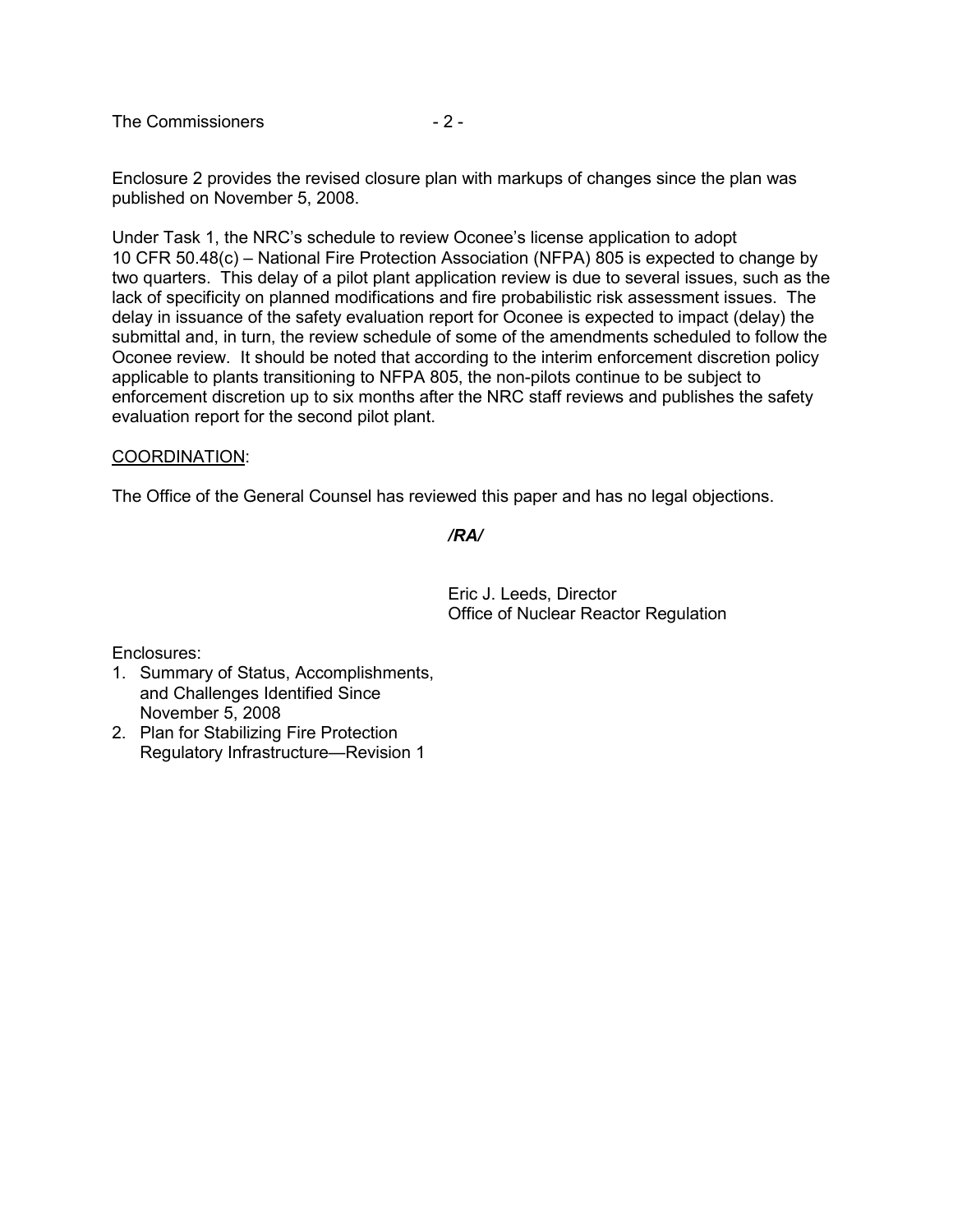Enclosure 2 provides the revised closure plan with markups of changes since the plan was published on November 5, 2008.

Under Task 1, the NRC's schedule to review Oconee's license application to adopt 10 CFR 50.48(c) – National Fire Protection Association (NFPA) 805 is expected to change by two quarters. This delay of a pilot plant application review is due to several issues, such as the lack of specificity on planned modifications and fire probabilistic risk assessment issues. The delay in issuance of the safety evaluation report for Oconee is expected to impact (delay) the submittal and, in turn, the review schedule of some of the amendments scheduled to follow the Oconee review. It should be noted that according to the interim enforcement discretion policy applicable to plants transitioning to NFPA 805, the non-pilots continue to be subject to enforcement discretion up to six months after the NRC staff reviews and publishes the safety evaluation report for the second pilot plant.

COORDINATION:

The Office of the General Counsel has reviewed this paper and has no legal objections.

*/RA/*

Eric J. Leeds, Director
Office of Nuclear Reactor Regulation

Enclosures:
1. Summary of Status, Accomplishments, and Challenges Identified Since November 5, 2008
2. Plan for Stabilizing Fire Protection Regulatory Infrastructure—Revision 1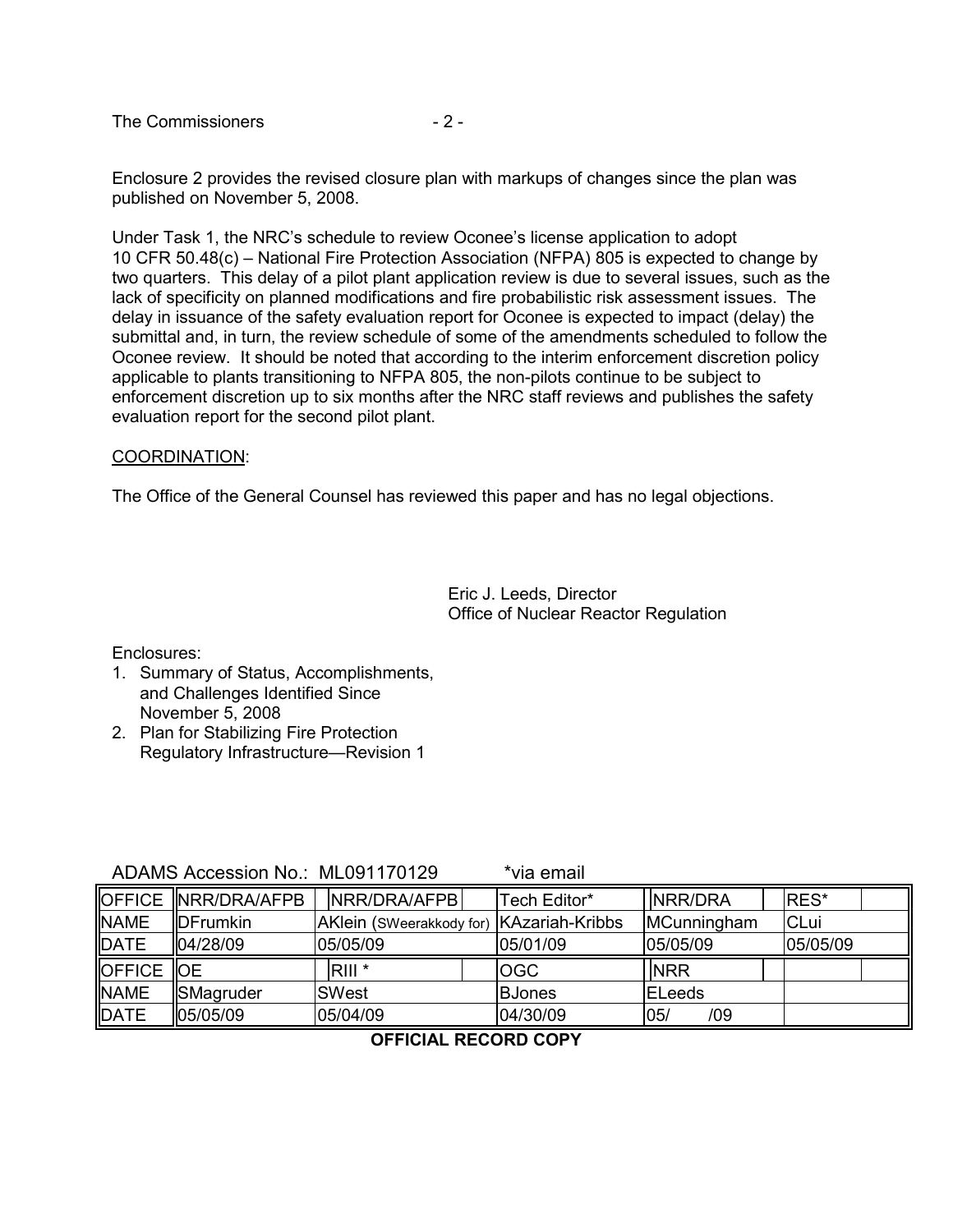Enclosure 2 provides the revised closure plan with markups of changes since the plan was published on November 5, 2008.

Under Task 1, the NRC's schedule to review Oconee's license application to adopt 10 CFR 50.48(c) – National Fire Protection Association (NFPA) 805 is expected to change by two quarters. This delay of a pilot plant application review is due to several issues, such as the lack of specificity on planned modifications and fire probabilistic risk assessment issues. The delay in issuance of the safety evaluation report for Oconee is expected to impact (delay) the submittal and, in turn, the review schedule of some of the amendments scheduled to follow the Oconee review. It should be noted that according to the interim enforcement discretion policy applicable to plants transitioning to NFPA 805, the non-pilots continue to be subject to enforcement discretion up to six months after the NRC staff reviews and publishes the safety evaluation report for the second pilot plant.

COORDINATION:

The Office of the General Counsel has reviewed this paper and has no legal objections.

Eric J. Leeds, Director
Office of Nuclear Reactor Regulation

Enclosures:
1. Summary of Status, Accomplishments, and Challenges Identified Since November 5, 2008
2. Plan for Stabilizing Fire Protection Regulatory Infrastructure—Revision 1

ADAMS Accession No.: ML091170129 *via email

| OFFICE | NRR/DRA/AFPB | NRR/DRA/AFPB | Tech Editor* | NRR/DRA | RES* |
|---|---|---|---|---|---|
| NAME | DFrumkin | AKlein (SWeerakkody for) | KAzariah-Kribbs | MCunningham | CLui |
| DATE | 04/28/09 | 05/05/09 | 05/01/09 | 05/05/09 | 05/05/09 |
| OFFICE | OE | RIII * | OGC | NRR | |
| NAME | SMagruder | SWest | BJones | ELeeds | |
| DATE | 05/05/09 | 05/04/09 | 04/30/09 | 05/ /09 | |

**OFFICIAL RECORD COPY**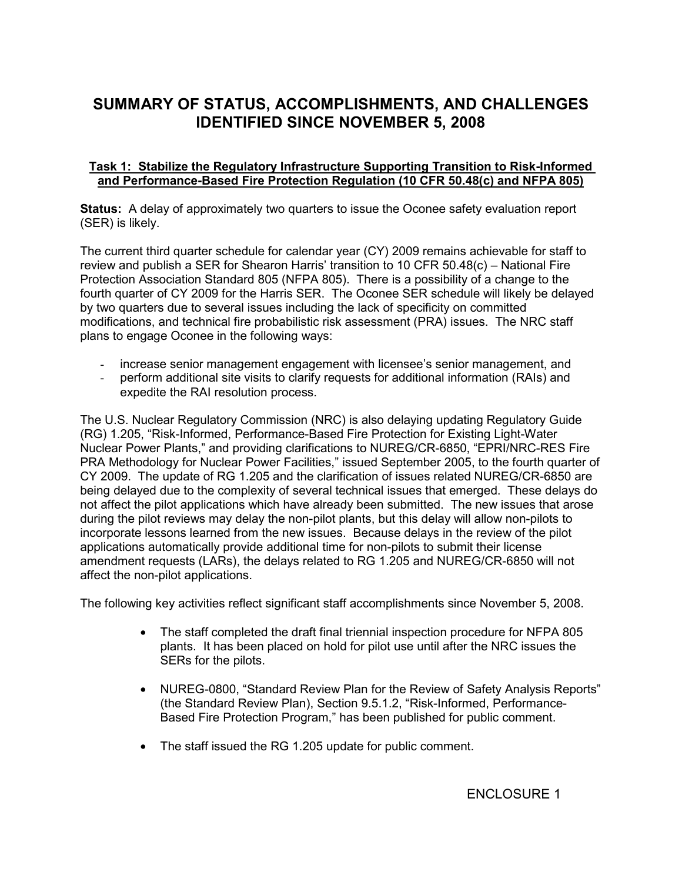# SUMMARY OF STATUS, ACCOMPLISHMENTS, AND CHALLENGES IDENTIFIED SINCE NOVEMBER 5, 2008

**Task 1: Stabilize the Regulatory Infrastructure Supporting Transition to Risk-Informed and Performance-Based Fire Protection Regulation (10 CFR 50.48(c) and NFPA 805)**

**Status:** A delay of approximately two quarters to issue the Oconee safety evaluation report (SER) is likely.

The current third quarter schedule for calendar year (CY) 2009 remains achievable for staff to review and publish a SER for Shearon Harris' transition to 10 CFR 50.48(c) – National Fire Protection Association Standard 805 (NFPA 805). There is a possibility of a change to the fourth quarter of CY 2009 for the Harris SER. The Oconee SER schedule will likely be delayed by two quarters due to several issues including the lack of specificity on committed modifications, and technical fire probabilistic risk assessment (PRA) issues. The NRC staff plans to engage Oconee in the following ways:

- increase senior management engagement with licensee's senior management, and
- perform additional site visits to clarify requests for additional information (RAIs) and expedite the RAI resolution process.

The U.S. Nuclear Regulatory Commission (NRC) is also delaying updating Regulatory Guide (RG) 1.205, "Risk-Informed, Performance-Based Fire Protection for Existing Light-Water Nuclear Power Plants," and providing clarifications to NUREG/CR-6850, "EPRI/NRC-RES Fire PRA Methodology for Nuclear Power Facilities," issued September 2005, to the fourth quarter of CY 2009. The update of RG 1.205 and the clarification of issues related NUREG/CR-6850 are being delayed due to the complexity of several technical issues that emerged. These delays do not affect the pilot applications which have already been submitted. The new issues that arose during the pilot reviews may delay the non-pilot plants, but this delay will allow non-pilots to incorporate lessons learned from the new issues. Because delays in the review of the pilot applications automatically provide additional time for non-pilots to submit their license amendment requests (LARs), the delays related to RG 1.205 and NUREG/CR-6850 will not affect the non-pilot applications.

The following key activities reflect significant staff accomplishments since November 5, 2008.

- The staff completed the draft final triennial inspection procedure for NFPA 805 plants. It has been placed on hold for pilot use until after the NRC issues the SERs for the pilots.
- NUREG-0800, "Standard Review Plan for the Review of Safety Analysis Reports" (the Standard Review Plan), Section 9.5.1.2, "Risk-Informed, Performance-Based Fire Protection Program," has been published for public comment.
- The staff issued the RG 1.205 update for public comment.

ENCLOSURE 1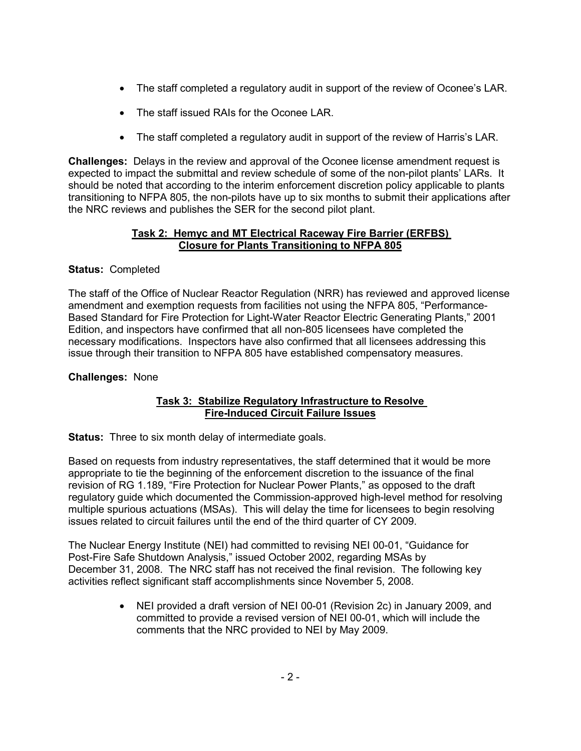- The staff completed a regulatory audit in support of the review of Oconee's LAR.
- The staff issued RAIs for the Oconee LAR.
- The staff completed a regulatory audit in support of the review of Harris's LAR.

**Challenges:** Delays in the review and approval of the Oconee license amendment request is expected to impact the submittal and review schedule of some of the non-pilot plants' LARs. It should be noted that according to the interim enforcement discretion policy applicable to plants transitioning to NFPA 805, the non-pilots have up to six months to submit their applications after the NRC reviews and publishes the SER for the second pilot plant.

**Task 2: Hemyc and MT Electrical Raceway Fire Barrier (ERFBS) Closure for Plants Transitioning to NFPA 805**

**Status:** Completed

The staff of the Office of Nuclear Reactor Regulation (NRR) has reviewed and approved license amendment and exemption requests from facilities not using the NFPA 805, "Performance-Based Standard for Fire Protection for Light-Water Reactor Electric Generating Plants," 2001 Edition, and inspectors have confirmed that all non-805 licensees have completed the necessary modifications. Inspectors have also confirmed that all licensees addressing this issue through their transition to NFPA 805 have established compensatory measures.

**Challenges:** None

**Task 3: Stabilize Regulatory Infrastructure to Resolve Fire-Induced Circuit Failure Issues**

**Status:** Three to six month delay of intermediate goals.

Based on requests from industry representatives, the staff determined that it would be more appropriate to tie the beginning of the enforcement discretion to the issuance of the final revision of RG 1.189, "Fire Protection for Nuclear Power Plants," as opposed to the draft regulatory guide which documented the Commission-approved high-level method for resolving multiple spurious actuations (MSAs). This will delay the time for licensees to begin resolving issues related to circuit failures until the end of the third quarter of CY 2009.

The Nuclear Energy Institute (NEI) had committed to revising NEI 00-01, "Guidance for Post-Fire Safe Shutdown Analysis," issued October 2002, regarding MSAs by December 31, 2008. The NRC staff has not received the final revision. The following key activities reflect significant staff accomplishments since November 5, 2008.

- NEI provided a draft version of NEI 00-01 (Revision 2c) in January 2009, and committed to provide a revised version of NEI 00-01, which will include the comments that the NRC provided to NEI by May 2009.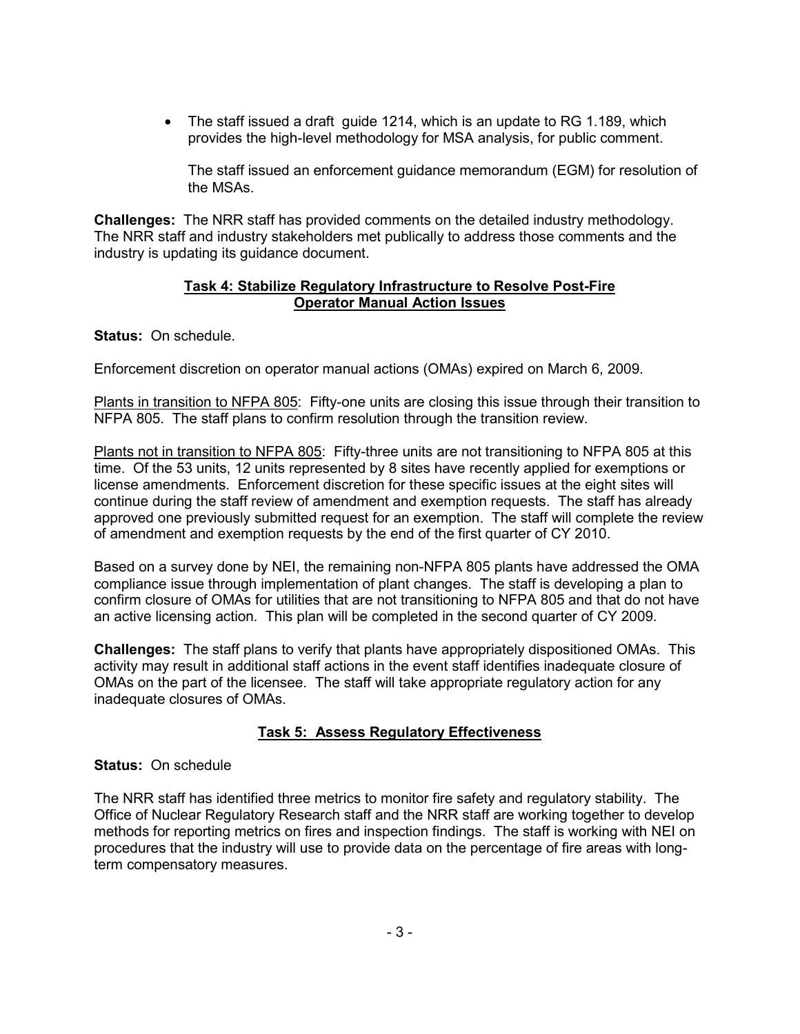- The staff issued a draft  guide 1214, which is an update to RG 1.189, which provides the high-level methodology for MSA analysis, for public comment.

  The staff issued an enforcement guidance memorandum (EGM) for resolution of the MSAs.

**Challenges:** The NRR staff has provided comments on the detailed industry methodology. The NRR staff and industry stakeholders met publically to address those comments and the industry is updating its guidance document.

## Task 4: Stabilize Regulatory Infrastructure to Resolve Post-Fire Operator Manual Action Issues

**Status:** On schedule.

Enforcement discretion on operator manual actions (OMAs) expired on March 6, 2009.

Plants in transition to NFPA 805: Fifty-one units are closing this issue through their transition to NFPA 805. The staff plans to confirm resolution through the transition review.

Plants not in transition to NFPA 805: Fifty-three units are not transitioning to NFPA 805 at this time. Of the 53 units, 12 units represented by 8 sites have recently applied for exemptions or license amendments. Enforcement discretion for these specific issues at the eight sites will continue during the staff review of amendment and exemption requests. The staff has already approved one previously submitted request for an exemption. The staff will complete the review of amendment and exemption requests by the end of the first quarter of CY 2010.

Based on a survey done by NEI, the remaining non-NFPA 805 plants have addressed the OMA compliance issue through implementation of plant changes. The staff is developing a plan to confirm closure of OMAs for utilities that are not transitioning to NFPA 805 and that do not have an active licensing action. This plan will be completed in the second quarter of CY 2009.

**Challenges:** The staff plans to verify that plants have appropriately dispositioned OMAs. This activity may result in additional staff actions in the event staff identifies inadequate closure of OMAs on the part of the licensee. The staff will take appropriate regulatory action for any inadequate closures of OMAs.

## Task 5: Assess Regulatory Effectiveness

**Status:** On schedule

The NRR staff has identified three metrics to monitor fire safety and regulatory stability. The Office of Nuclear Regulatory Research staff and the NRR staff are working together to develop methods for reporting metrics on fires and inspection findings. The staff is working with NEI on procedures that the industry will use to provide data on the percentage of fire areas with long-term compensatory measures.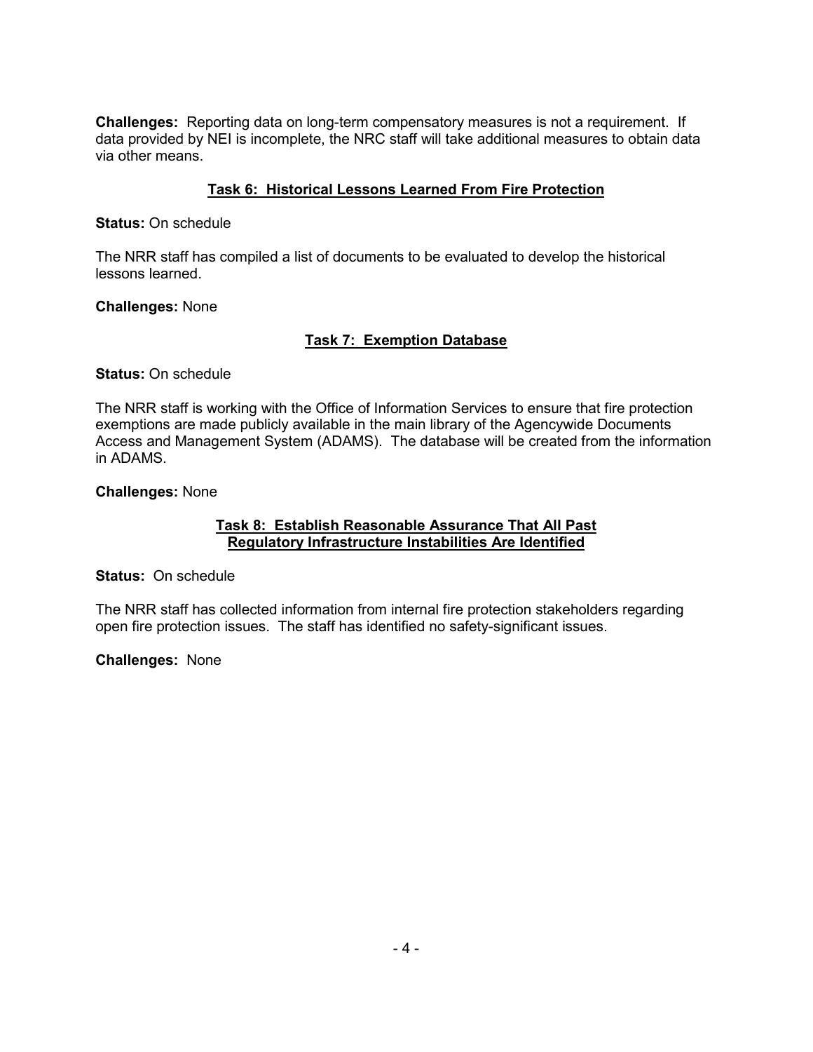**Challenges:** Reporting data on long-term compensatory measures is not a requirement. If data provided by NEI is incomplete, the NRC staff will take additional measures to obtain data via other means.

## Task 6: Historical Lessons Learned From Fire Protection

**Status:** On schedule

The NRR staff has compiled a list of documents to be evaluated to develop the historical lessons learned.

**Challenges:** None

## Task 7: Exemption Database

**Status:** On schedule

The NRR staff is working with the Office of Information Services to ensure that fire protection exemptions are made publicly available in the main library of the Agencywide Documents Access and Management System (ADAMS). The database will be created from the information in ADAMS.

**Challenges:** None

## Task 8: Establish Reasonable Assurance That All Past Regulatory Infrastructure Instabilities Are Identified

**Status:** On schedule

The NRR staff has collected information from internal fire protection stakeholders regarding open fire protection issues. The staff has identified no safety-significant issues.

**Challenges:** None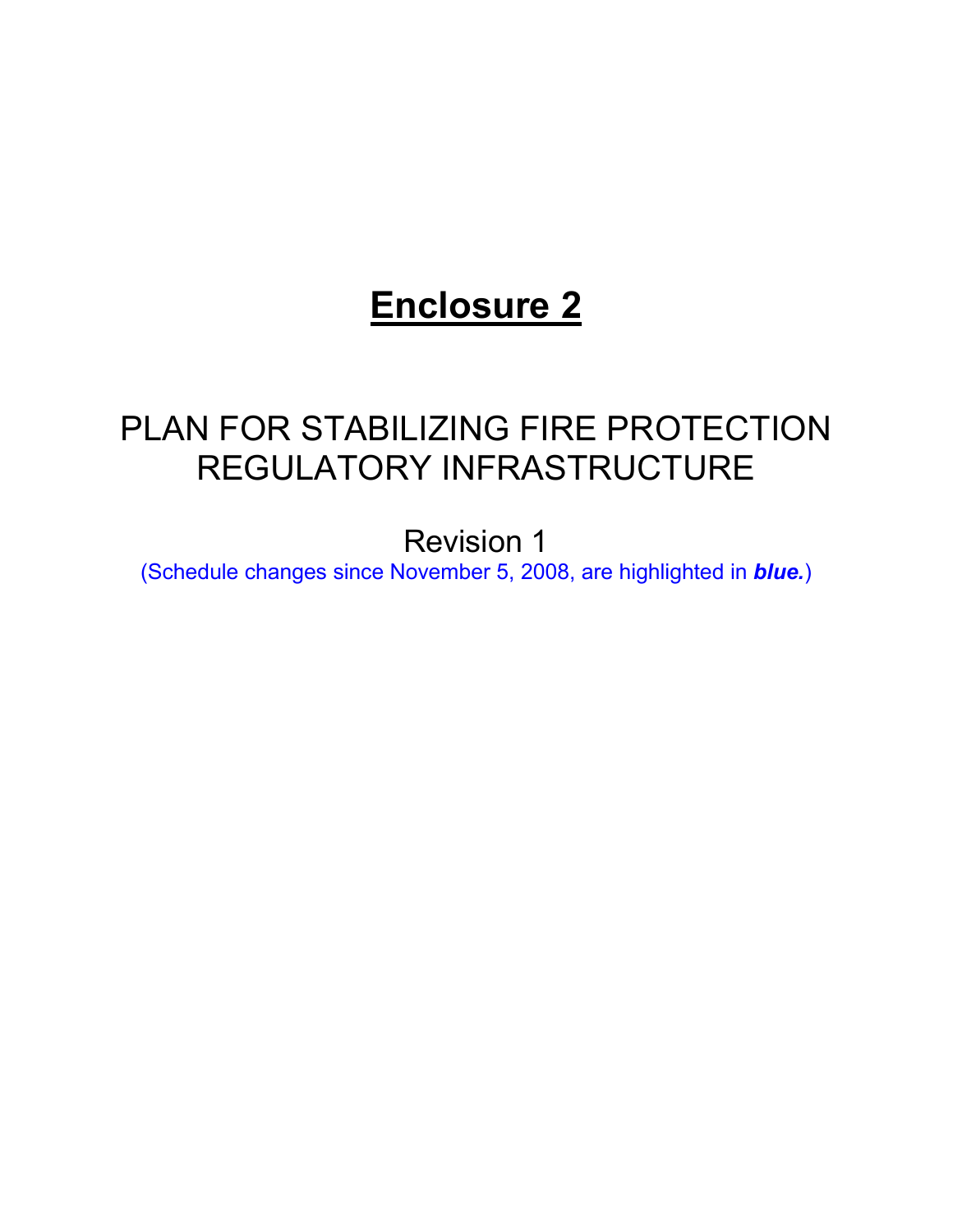# Enclosure 2

## PLAN FOR STABILIZING FIRE PROTECTION REGULATORY INFRASTRUCTURE

Revision 1

(Schedule changes since November 5, 2008, are highlighted in ***blue.***)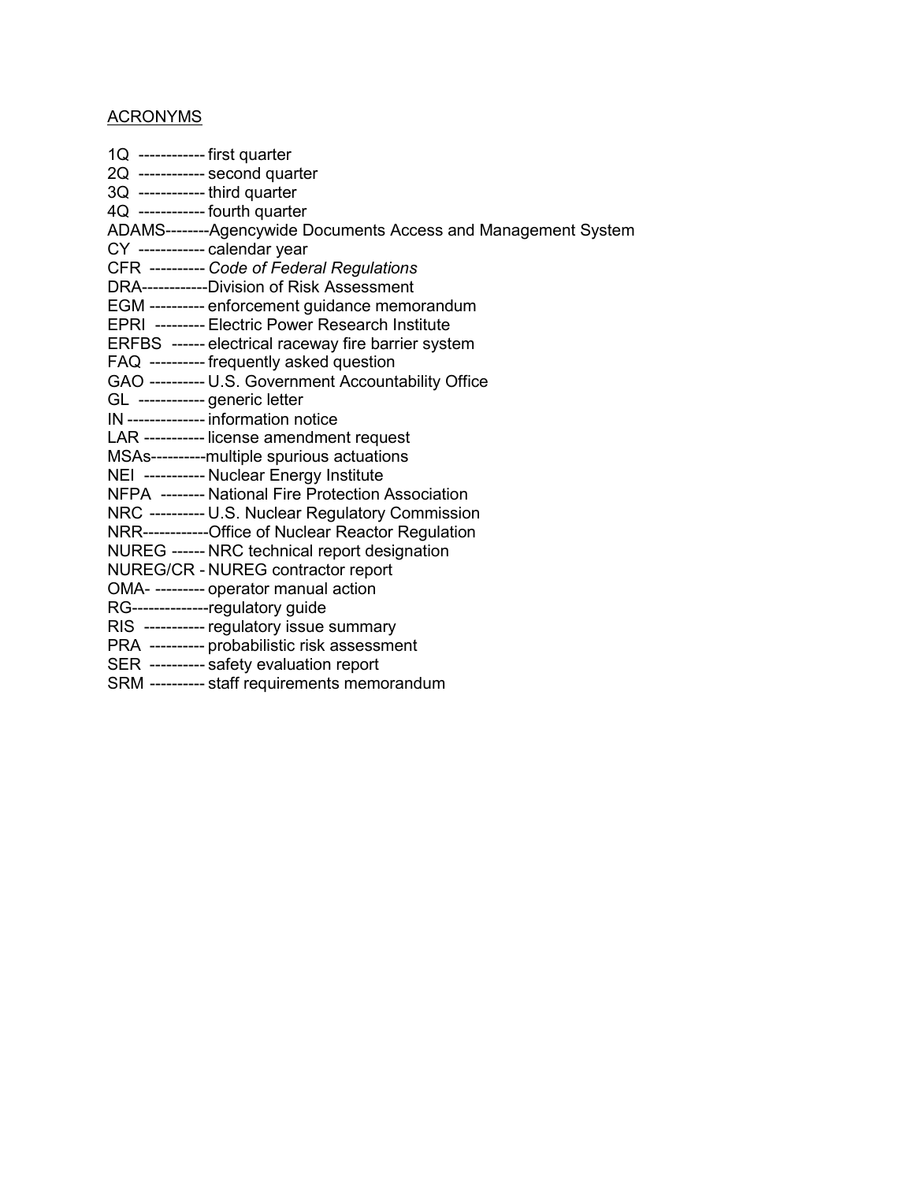ACRONYMS

1Q ------------ first quarter
2Q ------------ second quarter
3Q ------------ third quarter
4Q ------------ fourth quarter
ADAMS--------Agencywide Documents Access and Management System
CY ------------ calendar year
CFR ---------- *Code of Federal Regulations*
DRA------------Division of Risk Assessment
EGM ---------- enforcement guidance memorandum
EPRI --------- Electric Power Research Institute
ERFBS ------ electrical raceway fire barrier system
FAQ ---------- frequently asked question
GAO ---------- U.S. Government Accountability Office
GL ------------ generic letter
IN -------------- information notice
LAR ----------- license amendment request
MSAs----------multiple spurious actuations
NEI ----------- Nuclear Energy Institute
NFPA -------- National Fire Protection Association
NRC ---------- U.S. Nuclear Regulatory Commission
NRR------------Office of Nuclear Reactor Regulation
NUREG ------ NRC technical report designation
NUREG/CR - NUREG contractor report
OMA- --------- operator manual action
RG--------------regulatory guide
RIS ----------- regulatory issue summary
PRA ---------- probabilistic risk assessment
SER ---------- safety evaluation report
SRM ---------- staff requirements memorandum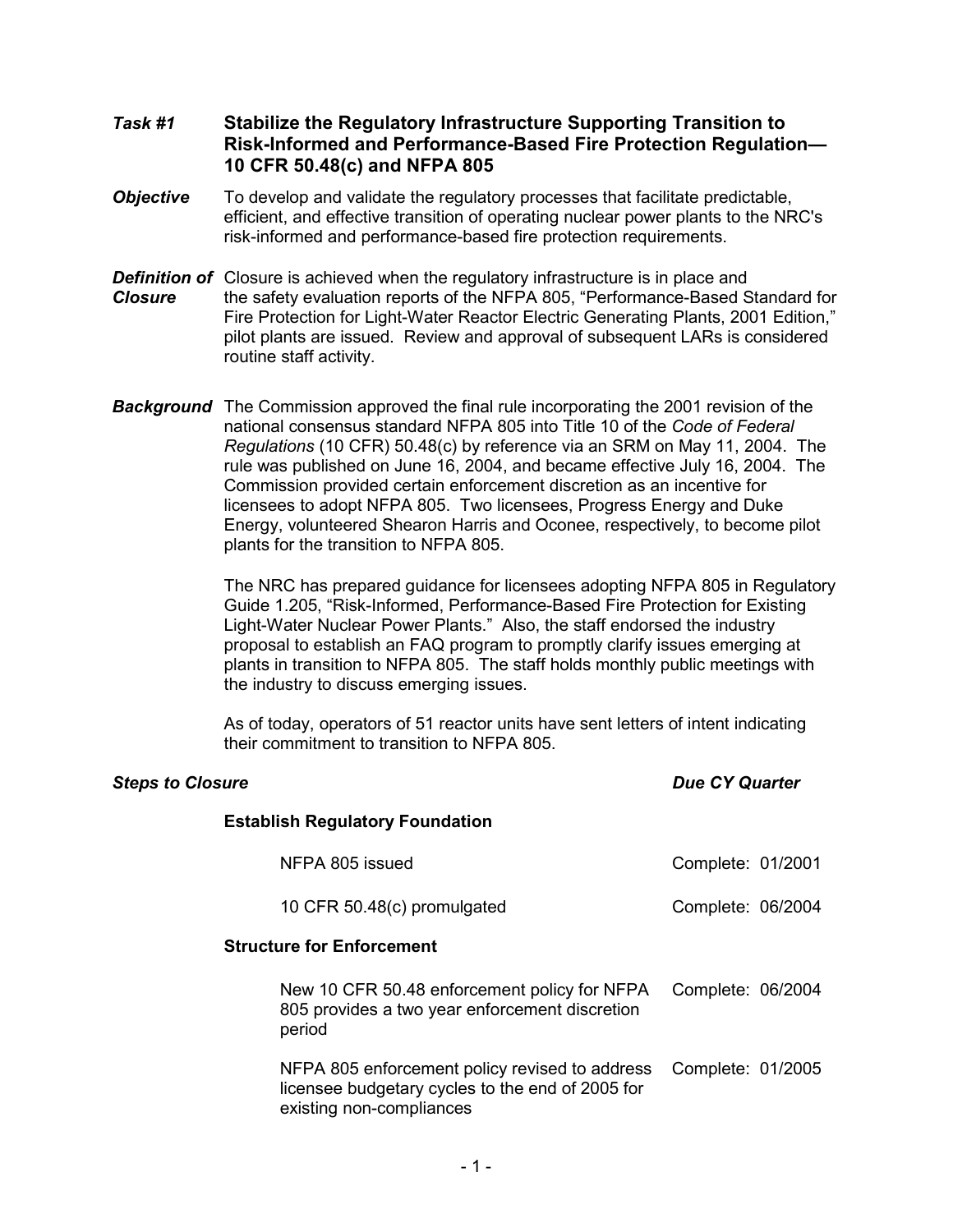**_Task #1_** **Stabilize the Regulatory Infrastructure Supporting Transition to Risk-Informed and Performance-Based Fire Protection Regulation—10 CFR 50.48(c) and NFPA 805**

**_Objective_** To develop and validate the regulatory processes that facilitate predictable, efficient, and effective transition of operating nuclear power plants to the NRC's risk-informed and performance-based fire protection requirements.

**_Definition of Closure_** Closure is achieved when the regulatory infrastructure is in place and the safety evaluation reports of the NFPA 805, "Performance-Based Standard for Fire Protection for Light-Water Reactor Electric Generating Plants, 2001 Edition," pilot plants are issued. Review and approval of subsequent LARs is considered routine staff activity.

**_Background_** The Commission approved the final rule incorporating the 2001 revision of the national consensus standard NFPA 805 into Title 10 of the *Code of Federal Regulations* (10 CFR) 50.48(c) by reference via an SRM on May 11, 2004. The rule was published on June 16, 2004, and became effective July 16, 2004. The Commission provided certain enforcement discretion as an incentive for licensees to adopt NFPA 805. Two licensees, Progress Energy and Duke Energy, volunteered Shearon Harris and Oconee, respectively, to become pilot plants for the transition to NFPA 805.

The NRC has prepared guidance for licensees adopting NFPA 805 in Regulatory Guide 1.205, "Risk-Informed, Performance-Based Fire Protection for Existing Light-Water Nuclear Power Plants." Also, the staff endorsed the industry proposal to establish an FAQ program to promptly clarify issues emerging at plants in transition to NFPA 805. The staff holds monthly public meetings with the industry to discuss emerging issues.

As of today, operators of 51 reactor units have sent letters of intent indicating their commitment to transition to NFPA 805.

| ***Steps to Closure*** | ***Due CY Quarter*** |
|---|---|
| **Establish Regulatory Foundation** | |
| NFPA 805 issued | Complete: 01/2001 |
| 10 CFR 50.48(c) promulgated | Complete: 06/2004 |
| **Structure for Enforcement** | |
| New 10 CFR 50.48 enforcement policy for NFPA 805 provides a two year enforcement discretion period | Complete: 06/2004 |
| NFPA 805 enforcement policy revised to address licensee budgetary cycles to the end of 2005 for existing non-compliances | Complete: 01/2005 |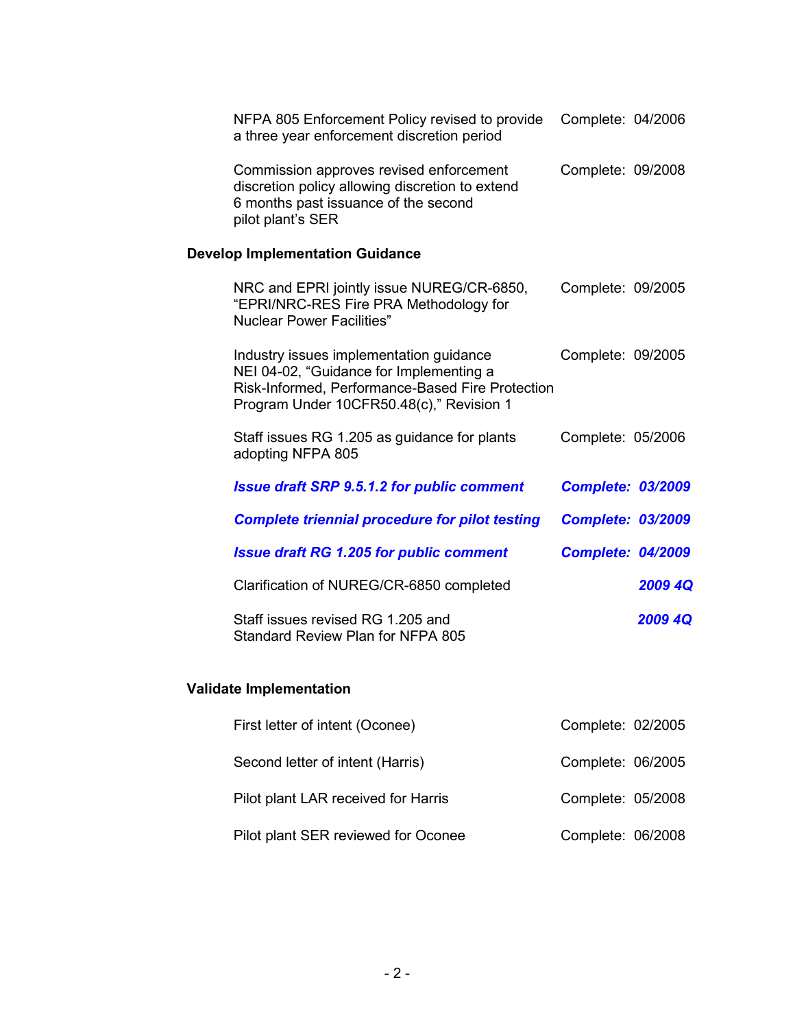| | |
|---|---|
| NFPA 805 Enforcement Policy revised to provide a three year enforcement discretion period | Complete: 04/2006 |
| Commission approves revised enforcement discretion policy allowing discretion to extend 6 months past issuance of the second pilot plant's SER | Complete: 09/2008 |

**Develop Implementation Guidance**

| | |
|---|---|
| NRC and EPRI jointly issue NUREG/CR-6850, "EPRI/NRC-RES Fire PRA Methodology for Nuclear Power Facilities" | Complete: 09/2005 |
| Industry issues implementation guidance NEI 04-02, "Guidance for Implementing a Risk-Informed, Performance-Based Fire Protection Program Under 10CFR50.48(c)," Revision 1 | Complete: 09/2005 |
| Staff issues RG 1.205 as guidance for plants adopting NFPA 805 | Complete: 05/2006 |
| ***Issue draft SRP 9.5.1.2 for public comment*** | ***Complete: 03/2009*** |
| ***Complete triennial procedure for pilot testing*** | ***Complete: 03/2009*** |
| ***Issue draft RG 1.205 for public comment*** | ***Complete: 04/2009*** |
| Clarification of NUREG/CR-6850 completed | ***2009 4Q*** |
| Staff issues revised RG 1.205 and Standard Review Plan for NFPA 805 | ***2009 4Q*** |

**Validate Implementation**

| | |
|---|---|
| First letter of intent (Oconee) | Complete: 02/2005 |
| Second letter of intent (Harris) | Complete: 06/2005 |
| Pilot plant LAR received for Harris | Complete: 05/2008 |
| Pilot plant SER reviewed for Oconee | Complete: 06/2008 |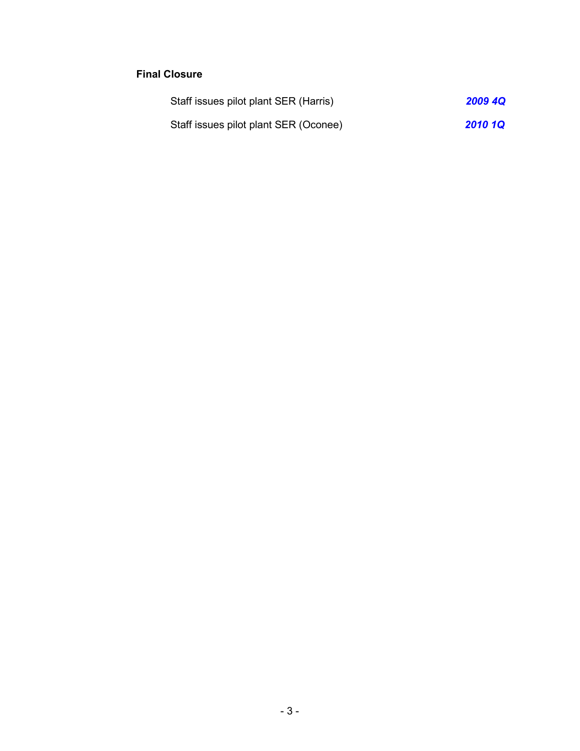**Final Closure**

| | |
|---|---|
| Staff issues pilot plant SER (Harris) | ***2009 4Q*** |
| Staff issues pilot plant SER (Oconee) | ***2010 1Q*** |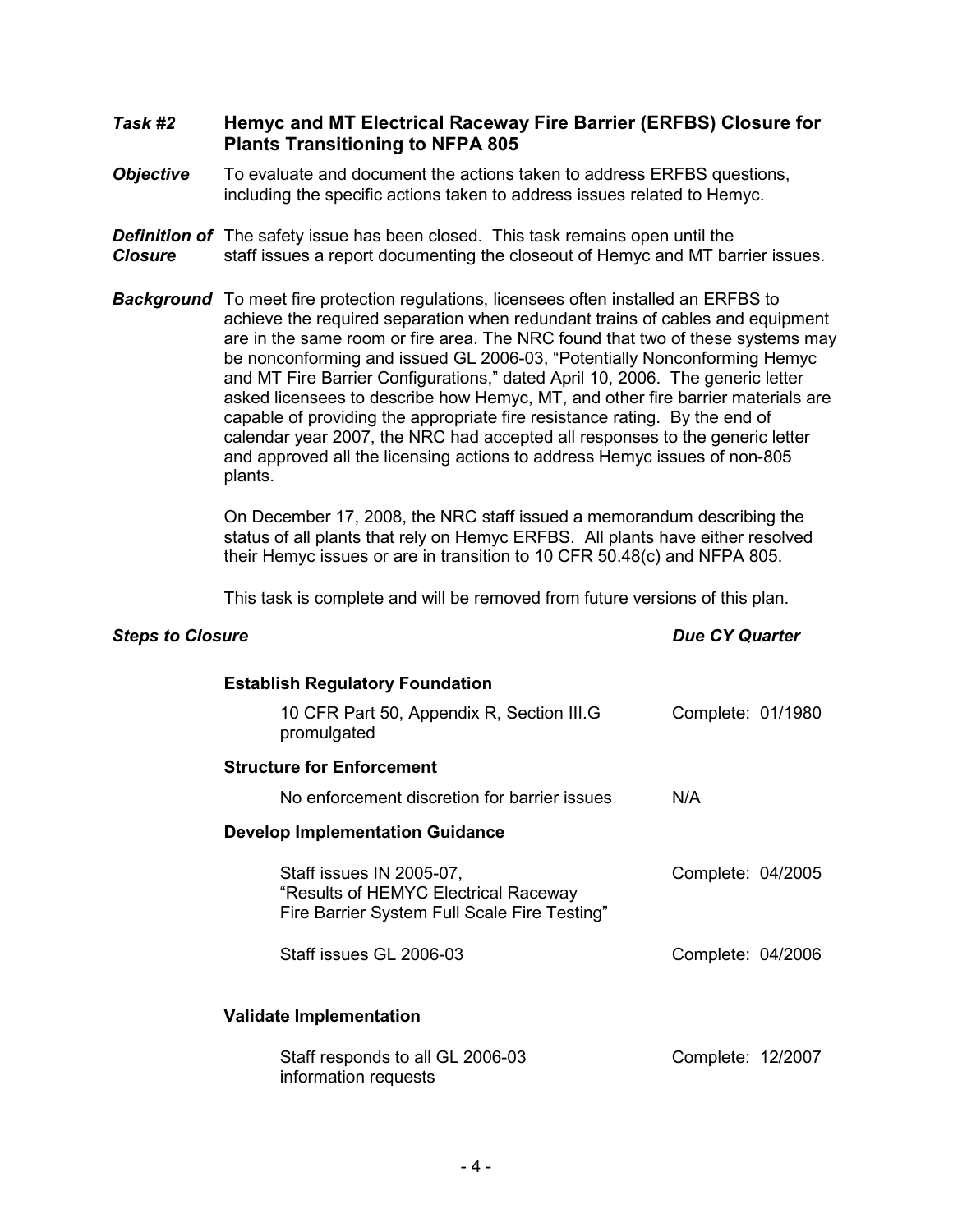## *Task #2* Hemyc and MT Electrical Raceway Fire Barrier (ERFBS) Closure for Plants Transitioning to NFPA 805

***Objective*** To evaluate and document the actions taken to address ERFBS questions, including the specific actions taken to address issues related to Hemyc.

***Definition of Closure*** The safety issue has been closed. This task remains open until the staff issues a report documenting the closeout of Hemyc and MT barrier issues.

***Background*** To meet fire protection regulations, licensees often installed an ERFBS to achieve the required separation when redundant trains of cables and equipment are in the same room or fire area. The NRC found that two of these systems may be nonconforming and issued GL 2006-03, "Potentially Nonconforming Hemyc and MT Fire Barrier Configurations," dated April 10, 2006. The generic letter asked licensees to describe how Hemyc, MT, and other fire barrier materials are capable of providing the appropriate fire resistance rating. By the end of calendar year 2007, the NRC had accepted all responses to the generic letter and approved all the licensing actions to address Hemyc issues of non-805 plants.

On December 17, 2008, the NRC staff issued a memorandum describing the status of all plants that rely on Hemyc ERFBS. All plants have either resolved their Hemyc issues or are in transition to 10 CFR 50.48(c) and NFPA 805.

This task is complete and will be removed from future versions of this plan.

| ***Steps to Closure*** | ***Due CY Quarter*** |
|---|---|
| **Establish Regulatory Foundation** | |
| 10 CFR Part 50, Appendix R, Section III.G promulgated | Complete: 01/1980 |
| **Structure for Enforcement** | |
| No enforcement discretion for barrier issues | N/A |
| **Develop Implementation Guidance** | |
| Staff issues IN 2005-07, "Results of HEMYC Electrical Raceway Fire Barrier System Full Scale Fire Testing" | Complete: 04/2005 |
| Staff issues GL 2006-03 | Complete: 04/2006 |
| **Validate Implementation** | |
| Staff responds to all GL 2006-03 information requests | Complete: 12/2007 |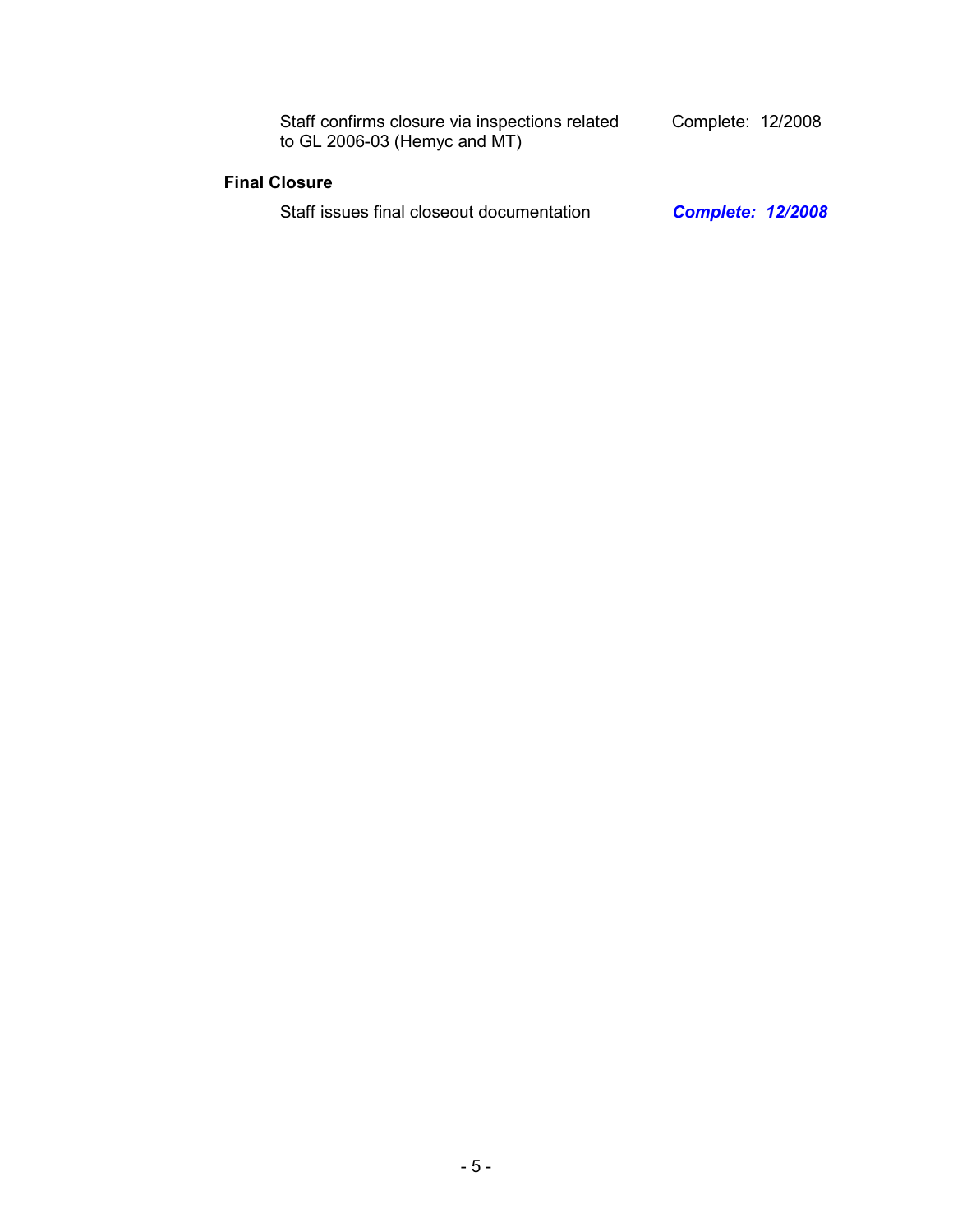Staff confirms closure via inspections related to GL 2006-03 (Hemyc and MT) Complete: 12/2008

**Final Closure**

Staff issues final closeout documentation ***Complete: 12/2008***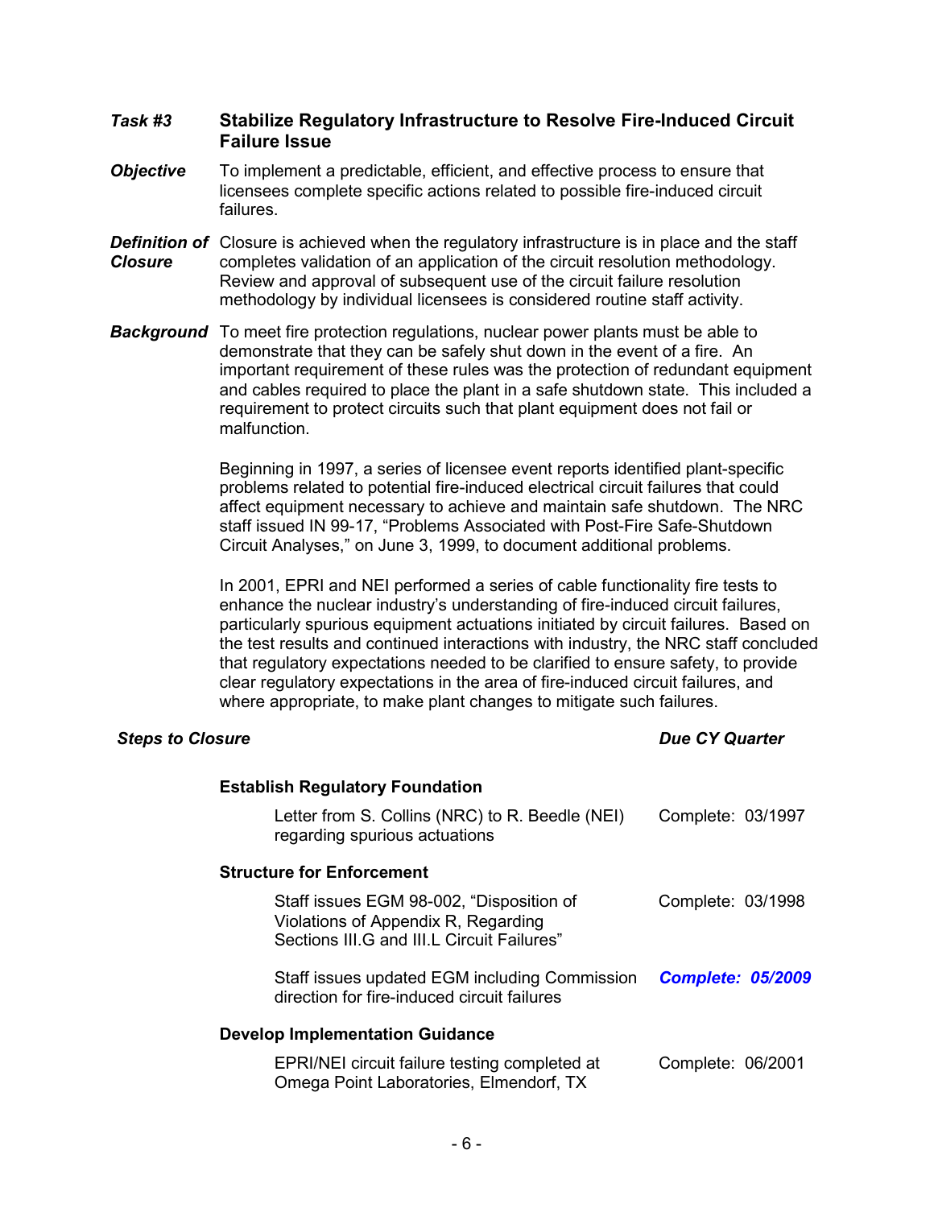***Task #3*** **Stabilize Regulatory Infrastructure to Resolve Fire-Induced Circuit Failure Issue**

***Objective*** To implement a predictable, efficient, and effective process to ensure that licensees complete specific actions related to possible fire-induced circuit failures.

***Definition of Closure*** Closure is achieved when the regulatory infrastructure is in place and the staff completes validation of an application of the circuit resolution methodology. Review and approval of subsequent use of the circuit failure resolution methodology by individual licensees is considered routine staff activity.

***Background*** To meet fire protection regulations, nuclear power plants must be able to demonstrate that they can be safely shut down in the event of a fire. An important requirement of these rules was the protection of redundant equipment and cables required to place the plant in a safe shutdown state. This included a requirement to protect circuits such that plant equipment does not fail or malfunction.

Beginning in 1997, a series of licensee event reports identified plant-specific problems related to potential fire-induced electrical circuit failures that could affect equipment necessary to achieve and maintain safe shutdown. The NRC staff issued IN 99-17, “Problems Associated with Post-Fire Safe-Shutdown Circuit Analyses,” on June 3, 1999, to document additional problems.

In 2001, EPRI and NEI performed a series of cable functionality fire tests to enhance the nuclear industry’s understanding of fire-induced circuit failures, particularly spurious equipment actuations initiated by circuit failures. Based on the test results and continued interactions with industry, the NRC staff concluded that regulatory expectations needed to be clarified to ensure safety, to provide clear regulatory expectations in the area of fire-induced circuit failures, and where appropriate, to make plant changes to mitigate such failures.

| ***Steps to Closure*** | ***Due CY Quarter*** |
|---|---|
| **Establish Regulatory Foundation** | |
| Letter from S. Collins (NRC) to R. Beedle (NEI) regarding spurious actuations | Complete: 03/1997 |
| **Structure for Enforcement** | |
| Staff issues EGM 98-002, “Disposition of Violations of Appendix R, Regarding Sections III.G and III.L Circuit Failures” | Complete: 03/1998 |
| Staff issues updated EGM including Commission direction for fire-induced circuit failures | ***Complete: 05/2009*** |
| **Develop Implementation Guidance** | |
| EPRI/NEI circuit failure testing completed at Omega Point Laboratories, Elmendorf, TX | Complete: 06/2001 |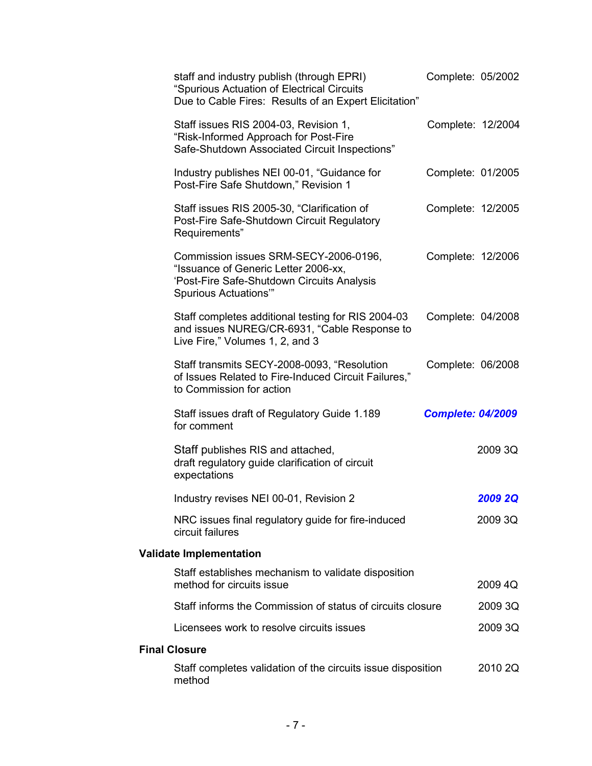| | |
|---|---|
| staff and industry publish (through EPRI) "Spurious Actuation of Electrical Circuits Due to Cable Fires: Results of an Expert Elicitation" | Complete: 05/2002 |
| Staff issues RIS 2004-03, Revision 1, "Risk-Informed Approach for Post-Fire Safe-Shutdown Associated Circuit Inspections" | Complete: 12/2004 |
| Industry publishes NEI 00-01, "Guidance for Post-Fire Safe Shutdown," Revision 1 | Complete: 01/2005 |
| Staff issues RIS 2005-30, "Clarification of Post-Fire Safe-Shutdown Circuit Regulatory Requirements" | Complete: 12/2005 |
| Commission issues SRM-SECY-2006-0196, "Issuance of Generic Letter 2006-xx, 'Post-Fire Safe-Shutdown Circuits Analysis Spurious Actuations'" | Complete: 12/2006 |
| Staff completes additional testing for RIS 2004-03 and issues NUREG/CR-6931, "Cable Response to Live Fire," Volumes 1, 2, and 3 | Complete: 04/2008 |
| Staff transmits SECY-2008-0093, "Resolution of Issues Related to Fire-Induced Circuit Failures," to Commission for action | Complete: 06/2008 |
| Staff issues draft of Regulatory Guide 1.189 for comment | ***Complete: 04/2009*** |
| Staff publishes RIS and attached, draft regulatory guide clarification of circuit expectations | 2009 3Q |
| Industry revises NEI 00-01, Revision 2 | ***2009 2Q*** |
| NRC issues final regulatory guide for fire-induced circuit failures | 2009 3Q |

**Validate Implementation**

| | |
|---|---|
| Staff establishes mechanism to validate disposition method for circuits issue | 2009 4Q |
| Staff informs the Commission of status of circuits closure | 2009 3Q |
| Licensees work to resolve circuits issues | 2009 3Q |

**Final Closure**

| | |
|---|---|
| Staff completes validation of the circuits issue disposition method | 2010 2Q |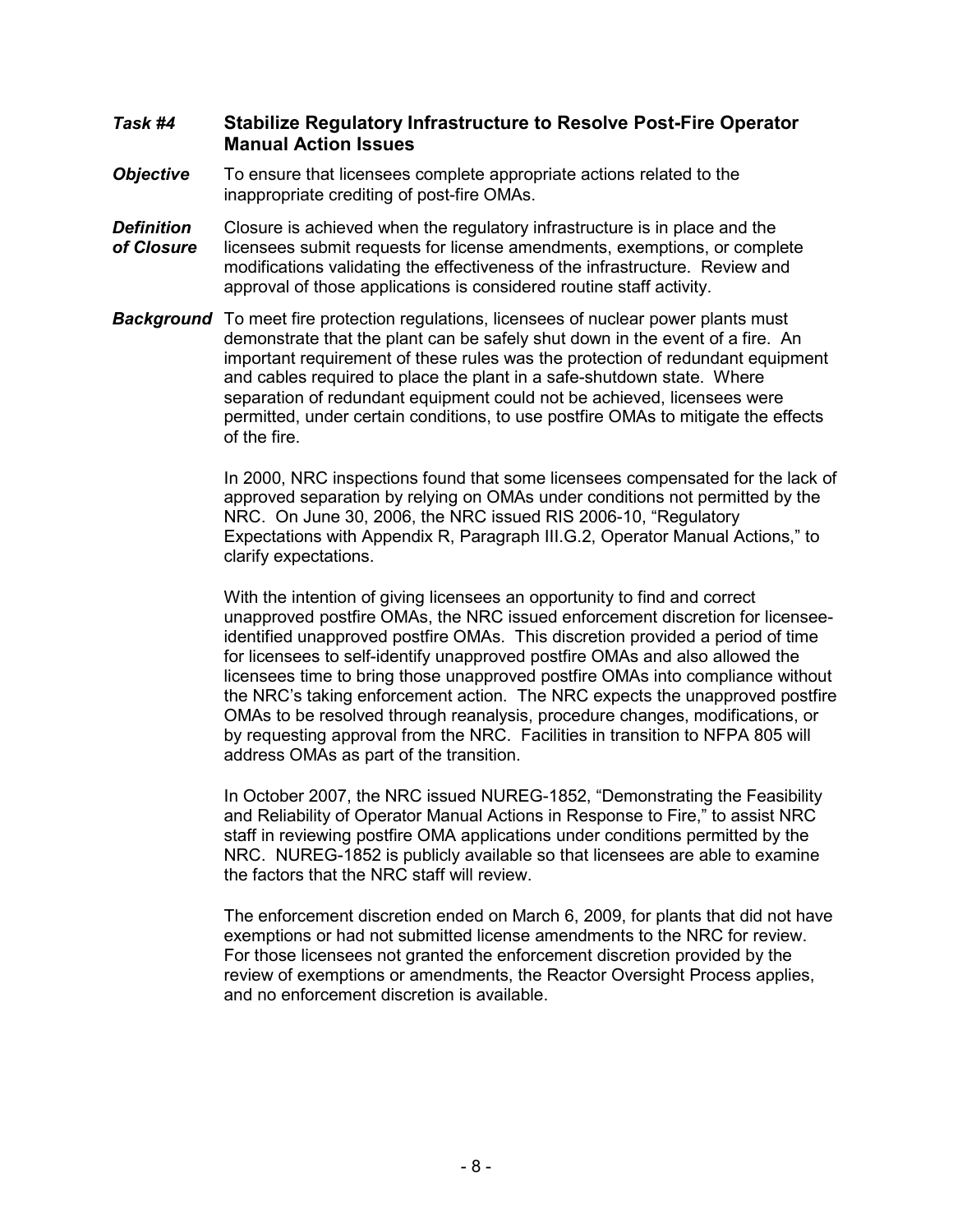***Task #4*** **Stabilize Regulatory Infrastructure to Resolve Post-Fire Operator Manual Action Issues**

***Objective*** To ensure that licensees complete appropriate actions related to the inappropriate crediting of post-fire OMAs.

***Definition of Closure*** Closure is achieved when the regulatory infrastructure is in place and the licensees submit requests for license amendments, exemptions, or complete modifications validating the effectiveness of the infrastructure. Review and approval of those applications is considered routine staff activity.

***Background*** To meet fire protection regulations, licensees of nuclear power plants must demonstrate that the plant can be safely shut down in the event of a fire. An important requirement of these rules was the protection of redundant equipment and cables required to place the plant in a safe-shutdown state. Where separation of redundant equipment could not be achieved, licensees were permitted, under certain conditions, to use postfire OMAs to mitigate the effects of the fire.

In 2000, NRC inspections found that some licensees compensated for the lack of approved separation by relying on OMAs under conditions not permitted by the NRC. On June 30, 2006, the NRC issued RIS 2006-10, "Regulatory Expectations with Appendix R, Paragraph III.G.2, Operator Manual Actions," to clarify expectations.

With the intention of giving licensees an opportunity to find and correct unapproved postfire OMAs, the NRC issued enforcement discretion for licensee-identified unapproved postfire OMAs. This discretion provided a period of time for licensees to self-identify unapproved postfire OMAs and also allowed the licensees time to bring those unapproved postfire OMAs into compliance without the NRC's taking enforcement action. The NRC expects the unapproved postfire OMAs to be resolved through reanalysis, procedure changes, modifications, or by requesting approval from the NRC. Facilities in transition to NFPA 805 will address OMAs as part of the transition.

In October 2007, the NRC issued NUREG-1852, "Demonstrating the Feasibility and Reliability of Operator Manual Actions in Response to Fire," to assist NRC staff in reviewing postfire OMA applications under conditions permitted by the NRC. NUREG-1852 is publicly available so that licensees are able to examine the factors that the NRC staff will review.

The enforcement discretion ended on March 6, 2009, for plants that did not have exemptions or had not submitted license amendments to the NRC for review. For those licensees not granted the enforcement discretion provided by the review of exemptions or amendments, the Reactor Oversight Process applies, and no enforcement discretion is available.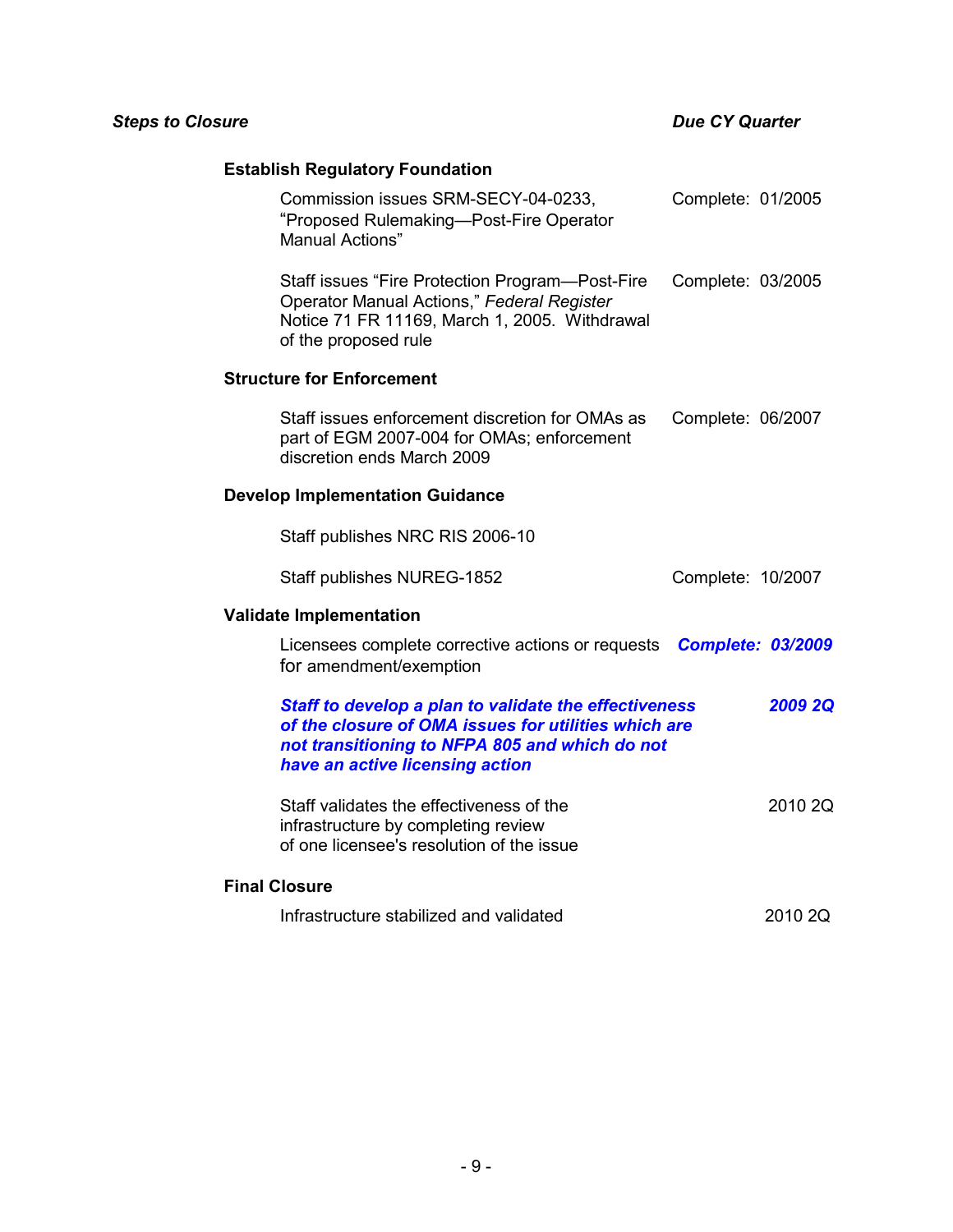| ***Steps to Closure*** | ***Due CY Quarter*** |
|---|---|
| **Establish Regulatory Foundation** | |
| Commission issues SRM-SECY-04-0233, “Proposed Rulemaking—Post-Fire Operator Manual Actions” | Complete: 01/2005 |
| Staff issues “Fire Protection Program—Post-Fire Operator Manual Actions,” *Federal Register* Notice 71 FR 11169, March 1, 2005. Withdrawal of the proposed rule | Complete: 03/2005 |
| **Structure for Enforcement** | |
| Staff issues enforcement discretion for OMAs as part of EGM 2007-004 for OMAs; enforcement discretion ends March 2009 | Complete: 06/2007 |
| **Develop Implementation Guidance** | |
| Staff publishes NRC RIS 2006-10 | |
| Staff publishes NUREG-1852 | Complete: 10/2007 |
| **Validate Implementation** | |
| Licensees complete corrective actions or requests for amendment/exemption | ***Complete: 03/2009*** |
| ***Staff to develop a plan to validate the effectiveness of the closure of OMA issues for utilities which are not transitioning to NFPA 805 and which do not have an active licensing action*** | ***2009 2Q*** |
| Staff validates the effectiveness of the infrastructure by completing review of one licensee's resolution of the issue | 2010 2Q |
| **Final Closure** | |
| Infrastructure stabilized and validated | 2010 2Q |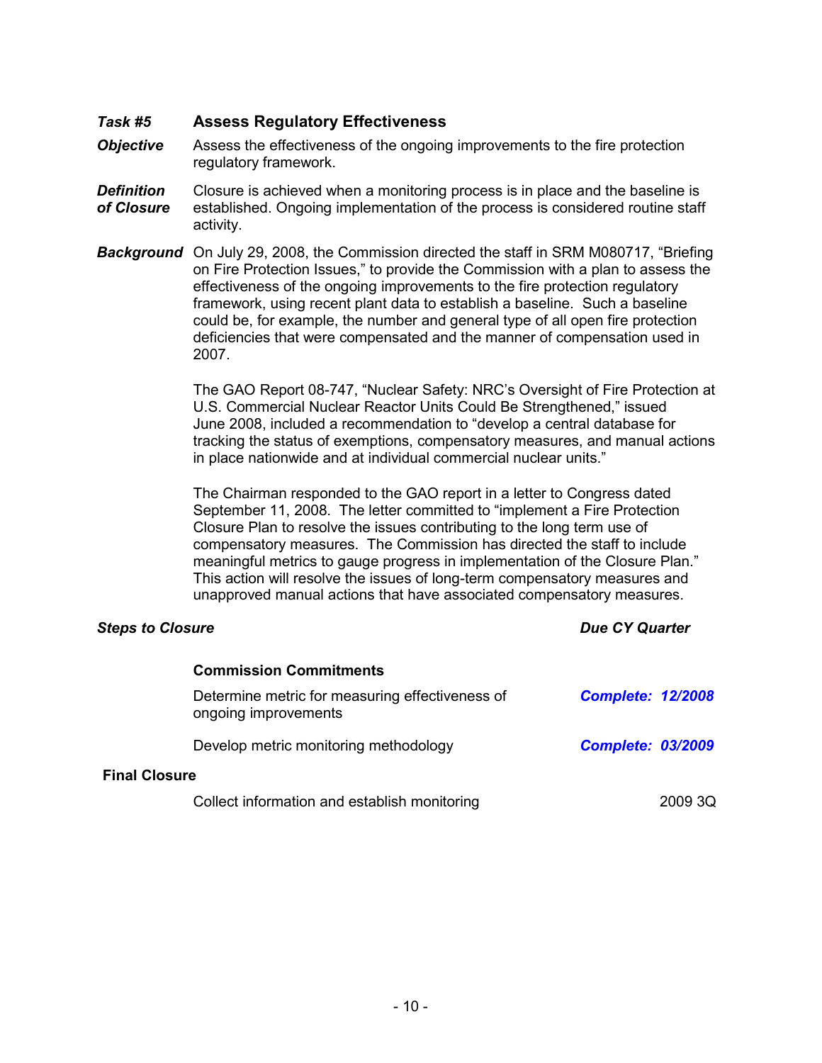***Task #5*** **Assess Regulatory Effectiveness**

***Objective*** Assess the effectiveness of the ongoing improvements to the fire protection regulatory framework.

***Definition of Closure*** Closure is achieved when a monitoring process is in place and the baseline is established. Ongoing implementation of the process is considered routine staff activity.

***Background*** On July 29, 2008, the Commission directed the staff in SRM M080717, "Briefing on Fire Protection Issues," to provide the Commission with a plan to assess the effectiveness of the ongoing improvements to the fire protection regulatory framework, using recent plant data to establish a baseline. Such a baseline could be, for example, the number and general type of all open fire protection deficiencies that were compensated and the manner of compensation used in 2007.

The GAO Report 08-747, "Nuclear Safety: NRC's Oversight of Fire Protection at U.S. Commercial Nuclear Reactor Units Could Be Strengthened," issued June 2008, included a recommendation to "develop a central database for tracking the status of exemptions, compensatory measures, and manual actions in place nationwide and at individual commercial nuclear units."

The Chairman responded to the GAO report in a letter to Congress dated September 11, 2008. The letter committed to "implement a Fire Protection Closure Plan to resolve the issues contributing to the long term use of compensatory measures. The Commission has directed the staff to include meaningful metrics to gauge progress in implementation of the Closure Plan." This action will resolve the issues of long-term compensatory measures and unapproved manual actions that have associated compensatory measures.

| ***Steps to Closure*** | ***Due CY Quarter*** |
|---|---|
| **Commission Commitments** | |
| Determine metric for measuring effectiveness of ongoing improvements | ***Complete: 12/2008*** |
| Develop metric monitoring methodology | ***Complete: 03/2009*** |
| **Final Closure** | |
| Collect information and establish monitoring | 2009 3Q |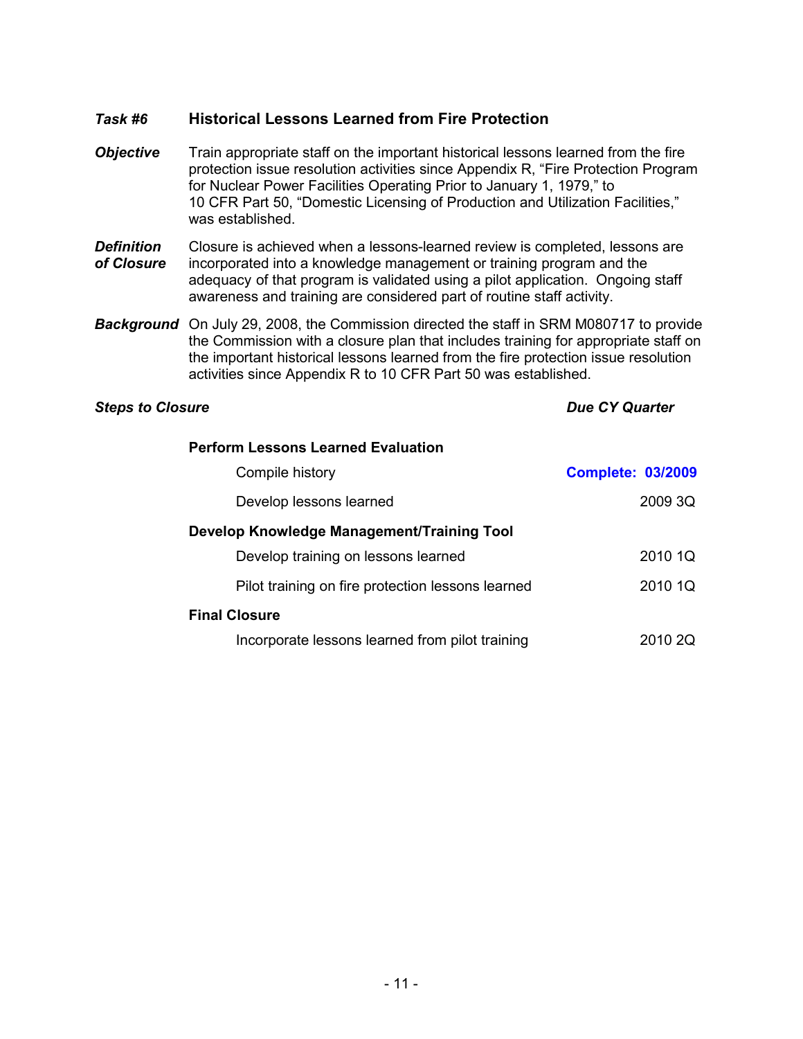### *Task #6* Historical Lessons Learned from Fire Protection

***Objective*** Train appropriate staff on the important historical lessons learned from the fire protection issue resolution activities since Appendix R, "Fire Protection Program for Nuclear Power Facilities Operating Prior to January 1, 1979," to 10 CFR Part 50, "Domestic Licensing of Production and Utilization Facilities," was established.

***Definition of Closure*** Closure is achieved when a lessons-learned review is completed, lessons are incorporated into a knowledge management or training program and the adequacy of that program is validated using a pilot application. Ongoing staff awareness and training are considered part of routine staff activity.

***Background*** On July 29, 2008, the Commission directed the staff in SRM M080717 to provide the Commission with a closure plan that includes training for appropriate staff on the important historical lessons learned from the fire protection issue resolution activities since Appendix R to 10 CFR Part 50 was established.

| *Steps to Closure* | *Due CY Quarter* |
|---|---|
| **Perform Lessons Learned Evaluation** | |
| Compile history | **Complete: 03/2009** |
| Develop lessons learned | 2009 3Q |
| **Develop Knowledge Management/Training Tool** | |
| Develop training on lessons learned | 2010 1Q |
| Pilot training on fire protection lessons learned | 2010 1Q |
| **Final Closure** | |
| Incorporate lessons learned from pilot training | 2010 2Q |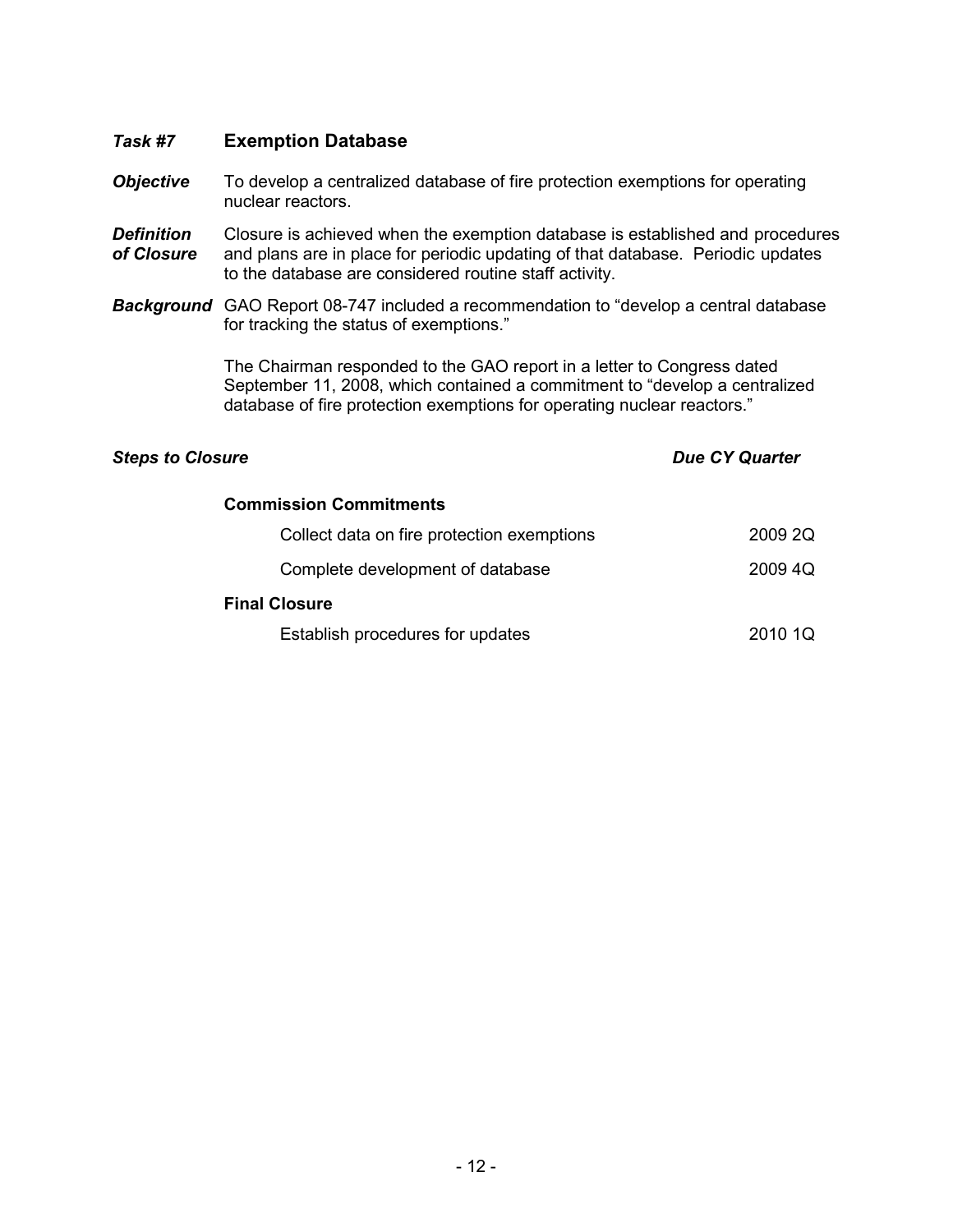### *Task #7* Exemption Database

***Objective*** To develop a centralized database of fire protection exemptions for operating nuclear reactors.

***Definition of Closure*** Closure is achieved when the exemption database is established and procedures and plans are in place for periodic updating of that database. Periodic updates to the database are considered routine staff activity.

***Background*** GAO Report 08-747 included a recommendation to "develop a central database for tracking the status of exemptions."

The Chairman responded to the GAO report in a letter to Congress dated September 11, 2008, which contained a commitment to "develop a centralized database of fire protection exemptions for operating nuclear reactors."

| ***Steps to Closure*** | ***Due CY Quarter*** |
|---|---|
| **Commission Commitments** | |
| Collect data on fire protection exemptions | 2009 2Q |
| Complete development of database | 2009 4Q |
| **Final Closure** | |
| Establish procedures for updates | 2010 1Q |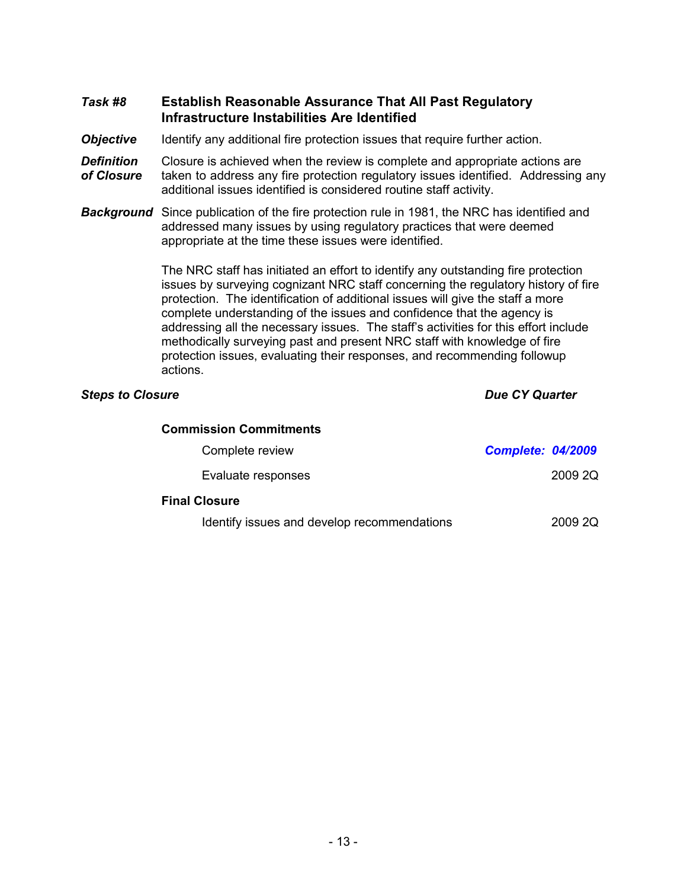***Task #8*** **Establish Reasonable Assurance That All Past Regulatory Infrastructure Instabilities Are Identified**

***Objective*** Identify any additional fire protection issues that require further action.

***Definition of Closure*** Closure is achieved when the review is complete and appropriate actions are taken to address any fire protection regulatory issues identified. Addressing any additional issues identified is considered routine staff activity.

***Background*** Since publication of the fire protection rule in 1981, the NRC has identified and addressed many issues by using regulatory practices that were deemed appropriate at the time these issues were identified.

The NRC staff has initiated an effort to identify any outstanding fire protection issues by surveying cognizant NRC staff concerning the regulatory history of fire protection. The identification of additional issues will give the staff a more complete understanding of the issues and confidence that the agency is addressing all the necessary issues. The staff's activities for this effort include methodically surveying past and present NRC staff with knowledge of fire protection issues, evaluating their responses, and recommending followup actions.

| ***Steps to Closure*** | ***Due CY Quarter*** |
|---|---|
| **Commission Commitments** | |
| Complete review | ***Complete: 04/2009*** |
| Evaluate responses | 2009 2Q |
| **Final Closure** | |
| Identify issues and develop recommendations | 2009 2Q |